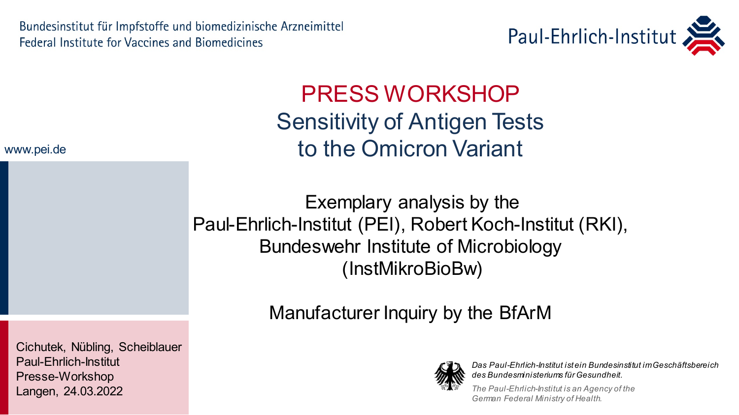Bundesinstitut für Impfstoffe und biomedizinische Arzneimittel
Federal Institute for Vaccines and Biomedicines

Paul-Ehrlich-Institut

# PRESS WORKSHOP
## Sensitivity of Antigen Tests to the Omicron Variant

www.pei.de

Exemplary analysis by the
Paul-Ehrlich-Institut (PEI), Robert Koch-Institut (RKI),
Bundeswehr Institute of Microbiology
(InstMikroBioBw)

Manufacturer Inquiry by the BfArM

Cichutek, Nübling, Scheiblauer
Paul-Ehrlich-Institut
Presse-Workshop
Langen, 24.03.2022

*Das Paul-Ehrlich-Institut ist ein Bundesinstitut im Geschäftsbereich des Bundesministeriums für Gesundheit.*

*The Paul-Ehrlich-Institut is an Agency of the German Federal Ministry of Health.*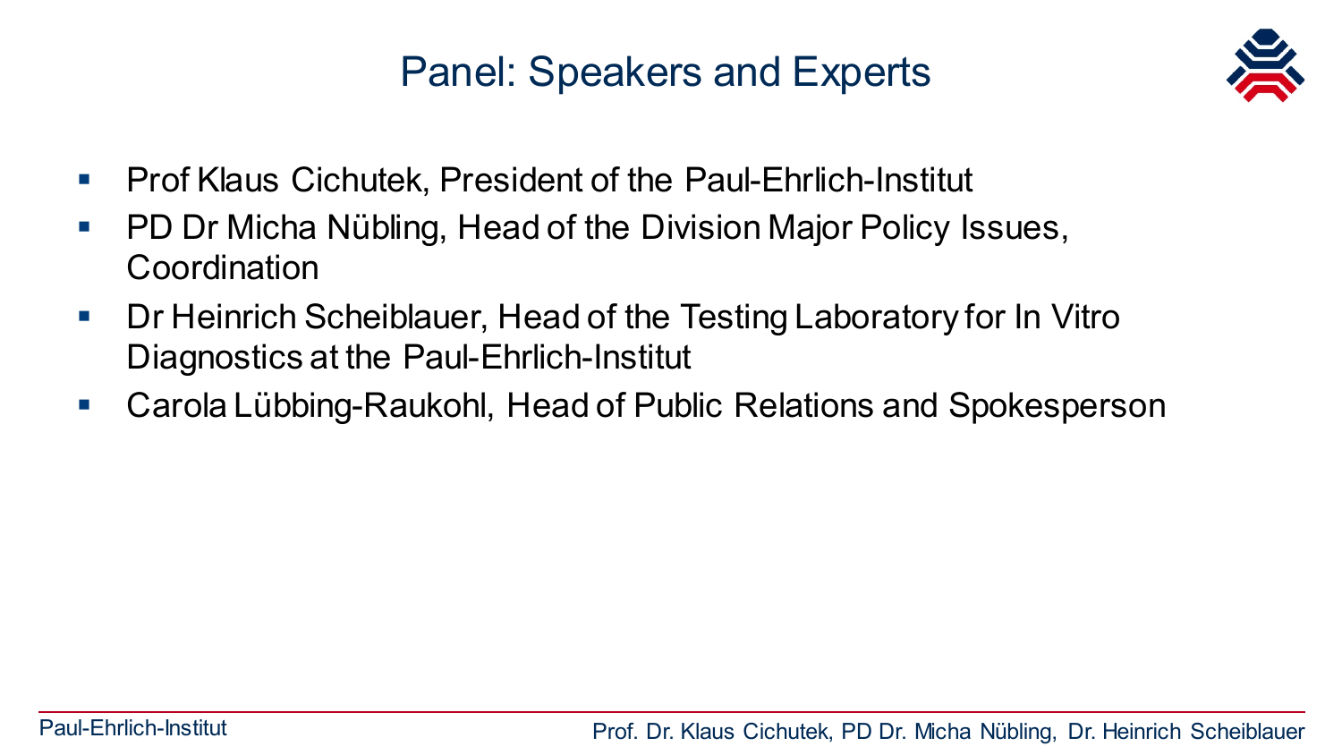# Panel: Speakers and Experts

- Prof Klaus Cichutek, President of the Paul-Ehrlich-Institut
- PD Dr Micha Nübling, Head of the Division Major Policy Issues, Coordination
- Dr Heinrich Scheiblauer, Head of the Testing Laboratory for In Vitro Diagnostics at the Paul-Ehrlich-Institut
- Carola Lübbing-Raukohl, Head of Public Relations and Spokesperson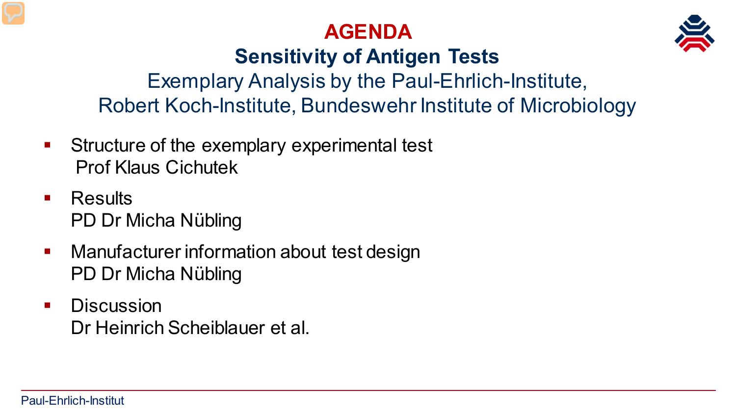# AGENDA

## Sensitivity of Antigen Tests

Exemplary Analysis by the Paul-Ehrlich-Institute, Robert Koch-Institute, Bundeswehr Institute of Microbiology

- Structure of the exemplary experimental test
  Prof Klaus Cichutek
- Results
  PD Dr Micha Nübling
- Manufacturer information about test design
  PD Dr Micha Nübling
- Discussion
  Dr Heinrich Scheiblauer et al.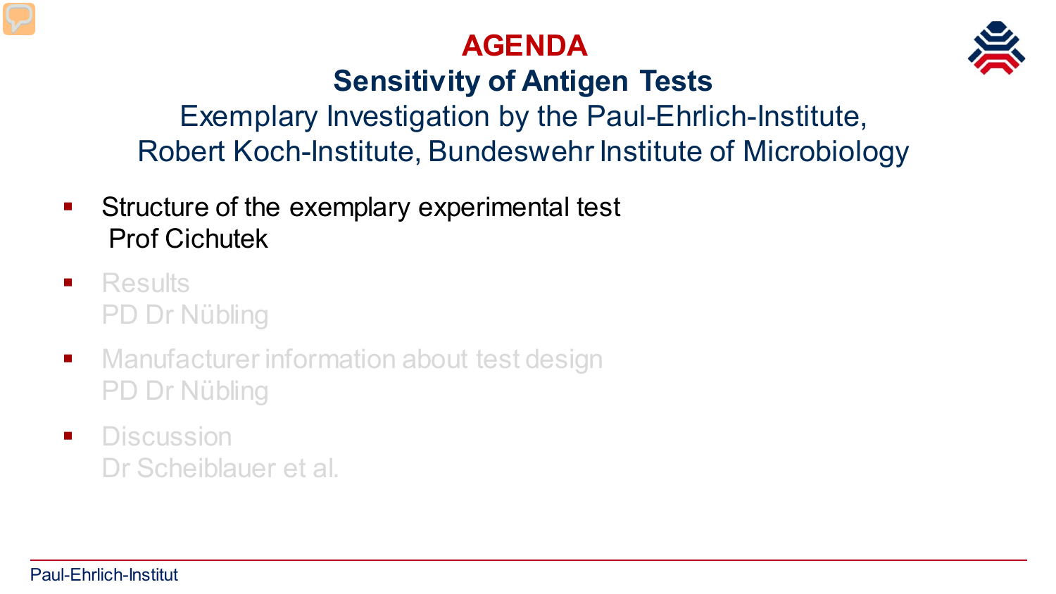# AGENDA

## Sensitivity of Antigen Tests

Exemplary Investigation by the Paul-Ehrlich-Institute, Robert Koch-Institute, Bundeswehr Institute of Microbiology

- Structure of the exemplary experimental test
  Prof Cichutek
- Results
  PD Dr Nübling
- Manufacturer information about test design
  PD Dr Nübling
- Discussion
  Dr Scheiblauer et al.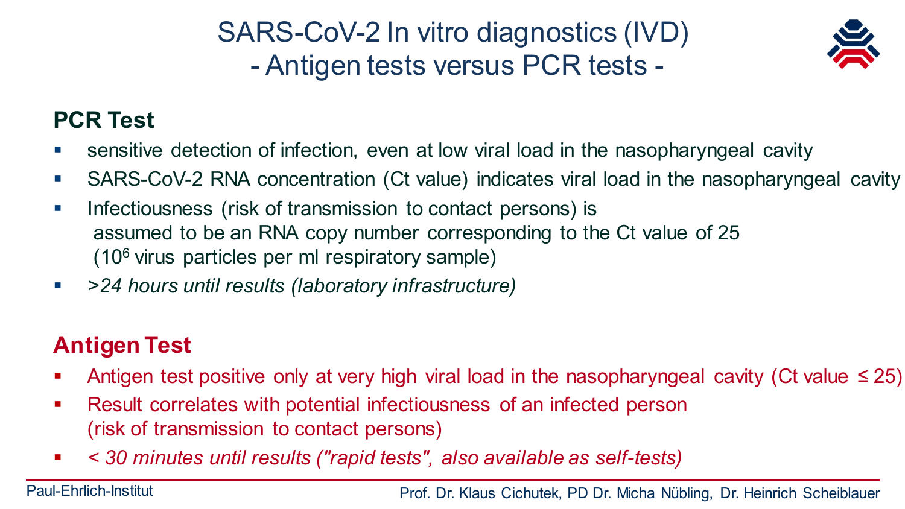# SARS-CoV-2 In vitro diagnostics (IVD)
## - Antigen tests versus PCR tests -

### PCR Test

- sensitive detection of infection, even at low viral load in the nasopharyngeal cavity
- SARS-CoV-2 RNA concentration (Ct value) indicates viral load in the nasopharyngeal cavity
- Infectiousness (risk of transmission to contact persons) is assumed to be an RNA copy number corresponding to the Ct value of 25 ($10^6$ virus particles per ml respiratory sample)
- *>24 hours until results (laboratory infrastructure)*

### Antigen Test

- Antigen test positive only at very high viral load in the nasopharyngeal cavity (Ct value ≤ 25)
- Result correlates with potential infectiousness of an infected person (risk of transmission to contact persons)
- *< 30 minutes until results ("rapid tests", also available as self-tests)*

Paul-Ehrlich-Institut

Prof. Dr. Klaus Cichutek, PD Dr. Micha Nübling, Dr. Heinrich Scheiblauer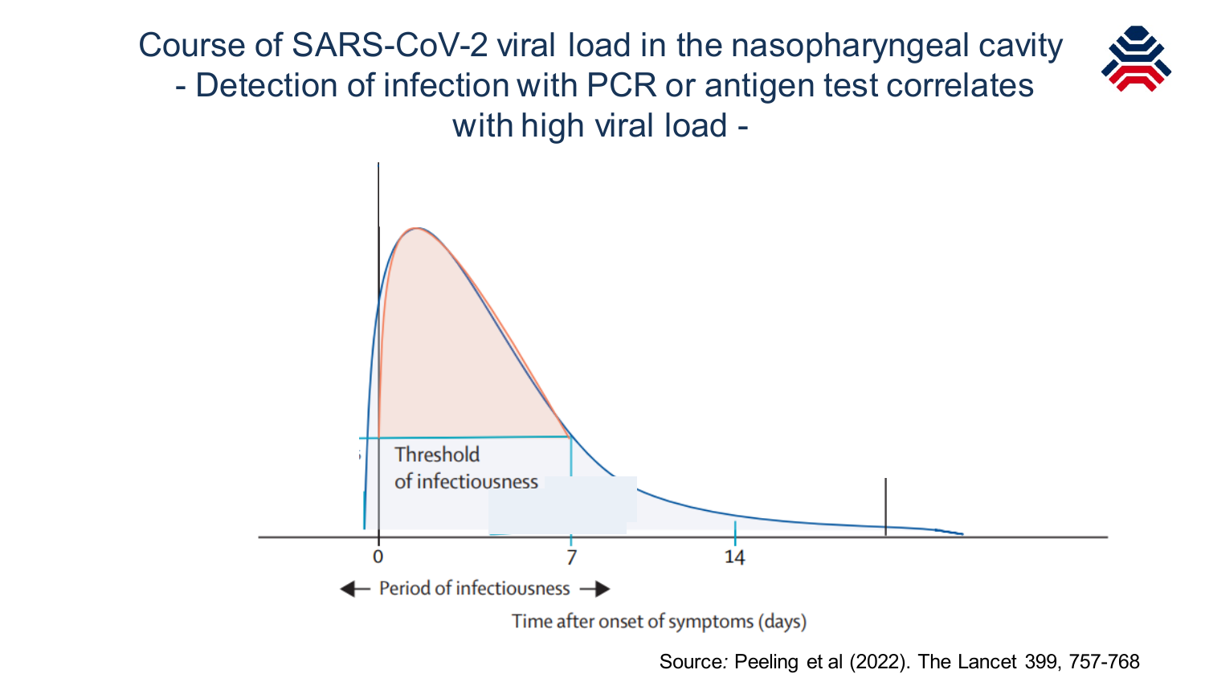# Course of SARS-CoV-2 viral load in the nasopharyngeal cavity - Detection of infection with PCR or antigen test correlates with high viral load -

Threshold of infectiousness

0 7 14

← Period of infectiousness →

Time after onset of symptoms (days)

Source: Peeling et al (2022). The Lancet 399, 757-768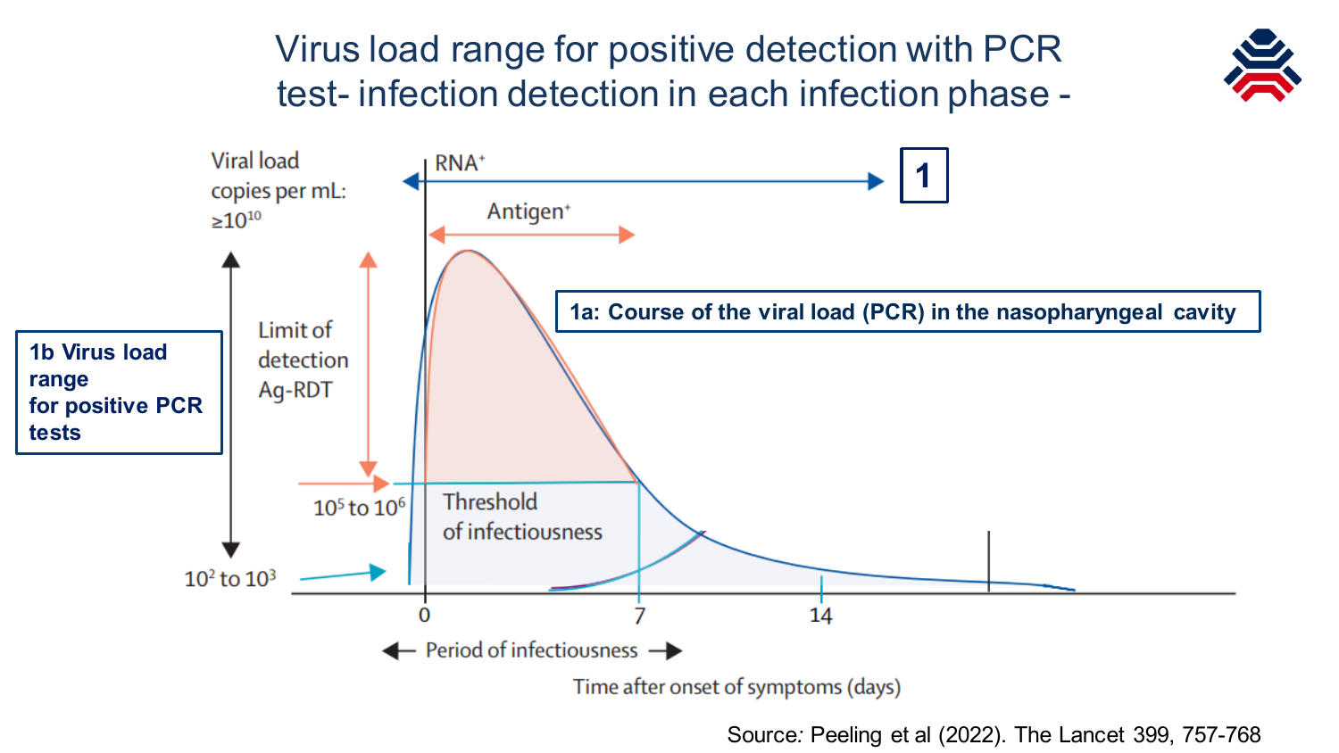# Virus load range for positive detection with PCR test- infection detection in each infection phase -

Viral load copies per mL: $\geq 10^{10}$

RNA+

**1**

Antigen+

**1a: Course of the viral load (PCR) in the nasopharyngeal cavity**

**1b Virus load range for positive PCR tests**

Limit of detection Ag-RDT

$10^5$ to $10^6$

Threshold of infectiousness

$10^2$ to $10^3$

0 7 14

← Period of infectiousness →

Time after onset of symptoms (days)

Source: Peeling et al (2022). The Lancet 399, 757-768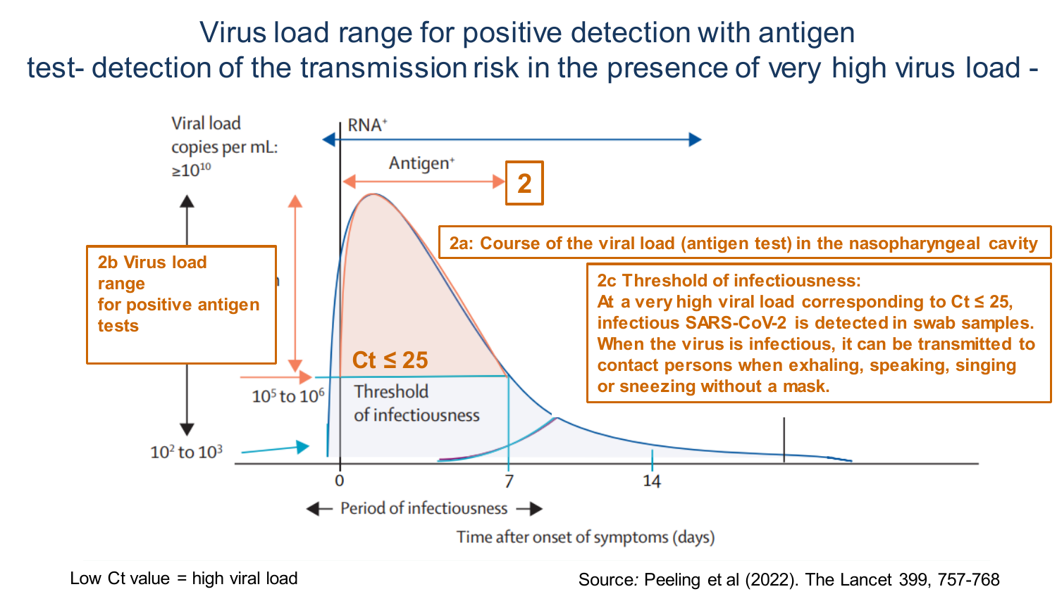# Virus load range for positive detection with antigen test- detection of the transmission risk in the presence of very high virus load -

Viral load copies per mL: $\geq 10^{10}$

RNA⁺

Antigen⁺

**2**

**2a: Course of the viral load (antigen test) in the nasopharyngeal cavity**

**2b Virus load range for positive antigen tests**

**2c Threshold of infectiousness:**
**At a very high viral load corresponding to Ct ≤ 25, infectious SARS-CoV-2 is detected in swab samples. When the virus is infectious, it can be transmitted to contact persons when exhaling, speaking, singing or sneezing without a mask.**

**Ct ≤ 25**

$10^5$ to $10^6$

Threshold of infectiousness

$10^2$ to $10^3$

0 7 14

← Period of infectiousness →

Time after onset of symptoms (days)

Low Ct value = high viral load

Source: Peeling et al (2022). The Lancet 399, 757-768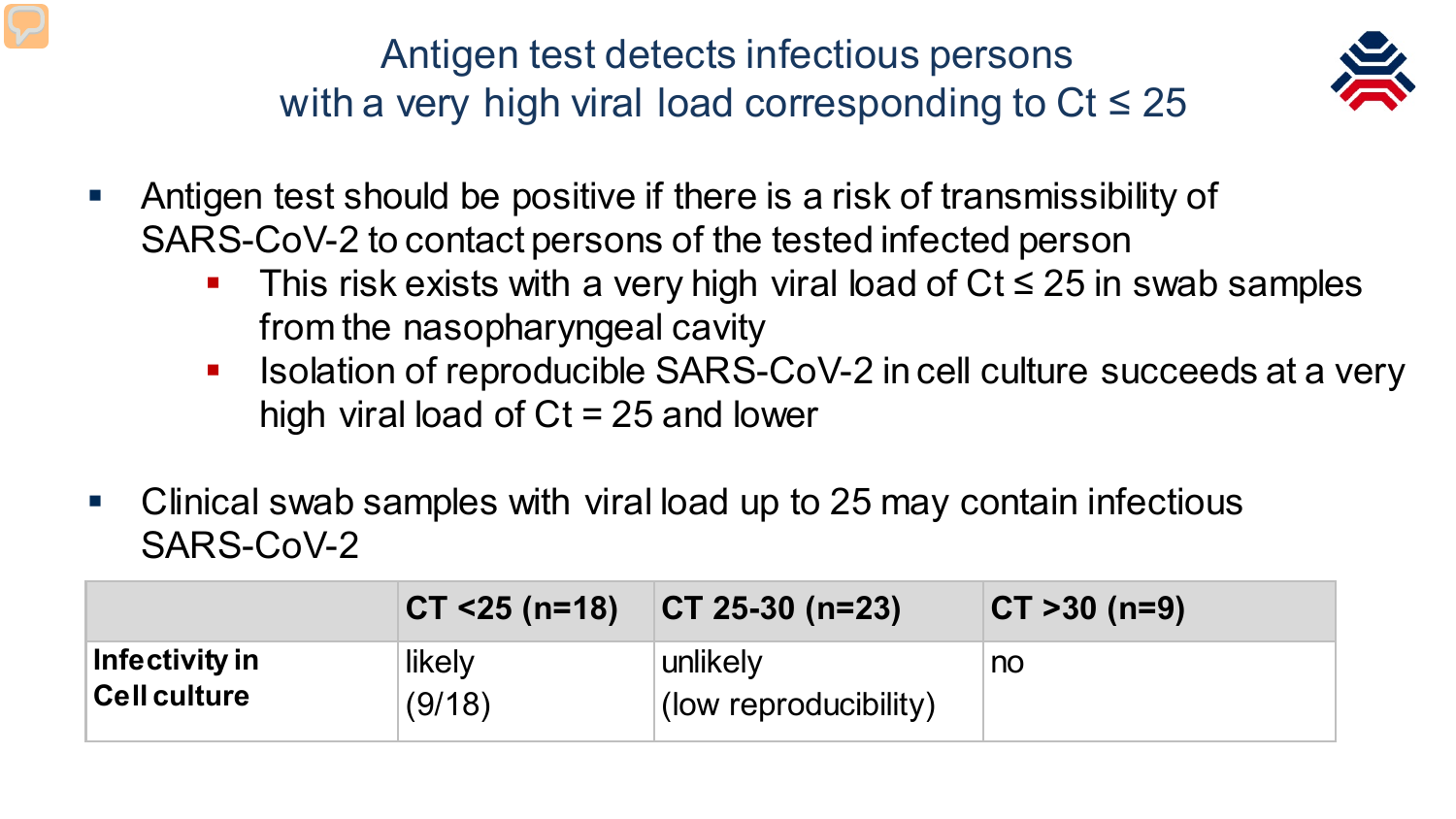# Antigen test detects infectious persons with a very high viral load corresponding to Ct ≤ 25

- Antigen test should be positive if there is a risk of transmissibility of SARS-CoV-2 to contact persons of the tested infected person
  - This risk exists with a very high viral load of Ct ≤ 25 in swab samples from the nasopharyngeal cavity
  - Isolation of reproducible SARS-CoV-2 in cell culture succeeds at a very high viral load of Ct = 25 and lower

- Clinical swab samples with viral load up to 25 may contain infectious SARS-CoV-2

| | CT <25 (n=18) | CT 25-30 (n=23) | CT >30 (n=9) |
|---|---|---|---|
| **Infectivity in Cell culture** | likely (9/18) | unlikely (low reproducibility) | no |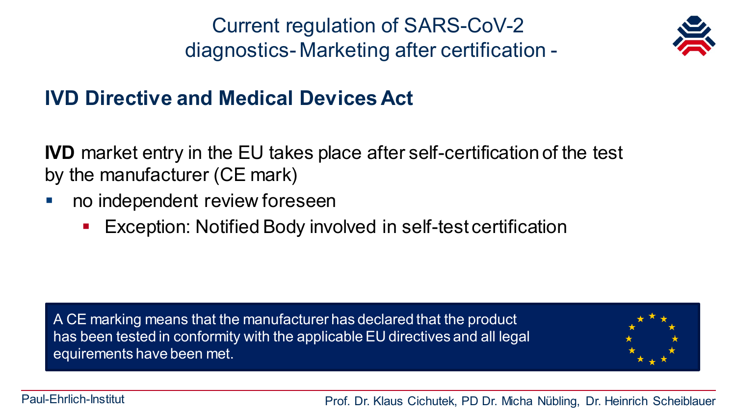# Current regulation of SARS-CoV-2 diagnostics- Marketing after certification -

## IVD Directive and Medical Devices Act

**IVD** market entry in the EU takes place after self-certification of the test by the manufacturer (CE mark)

- no independent review foreseen
  - Exception: Notified Body involved in self-test certification

A CE marking means that the manufacturer has declared that the product has been tested in conformity with the applicable EU directives and all legal equirements have been met.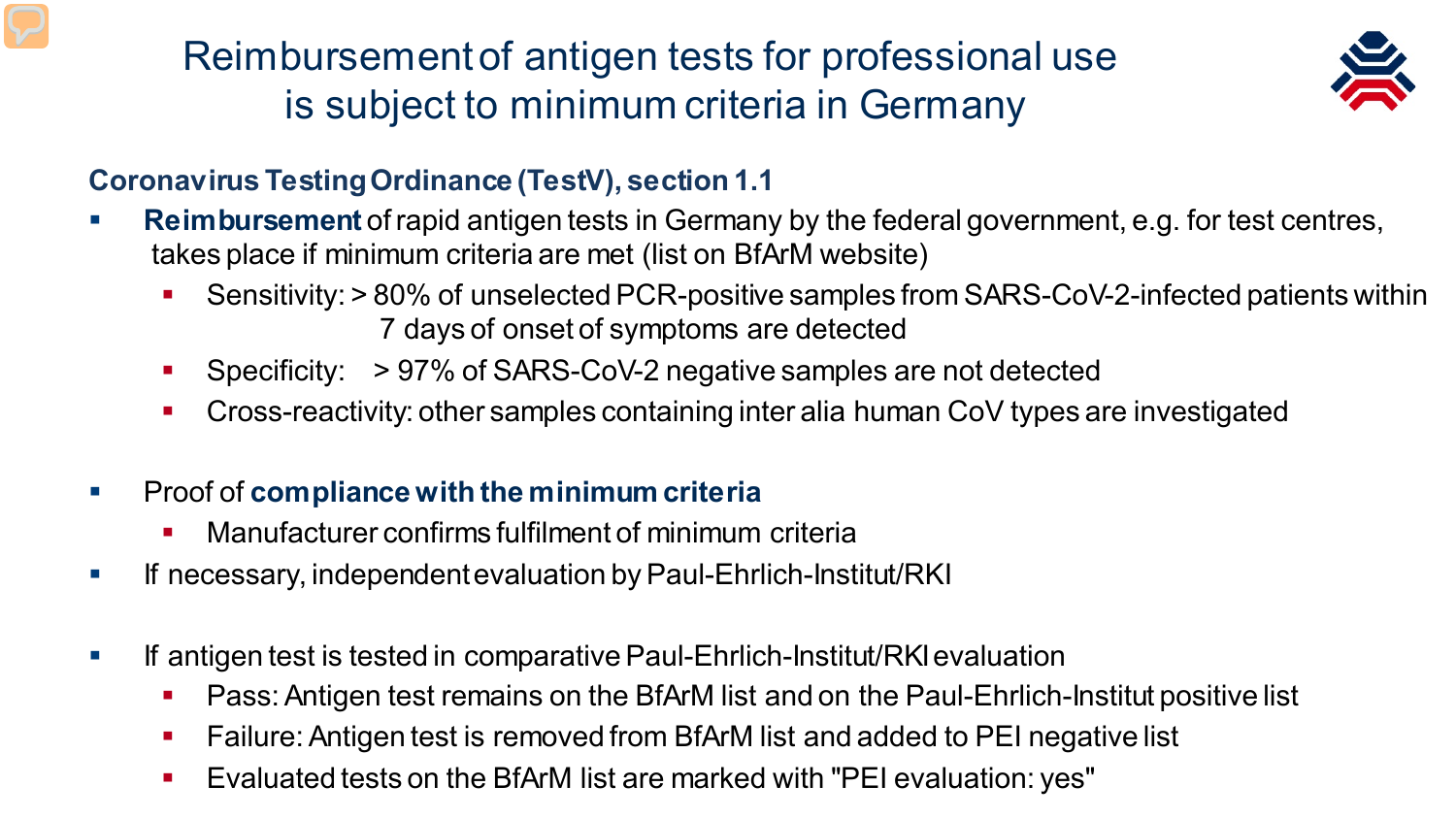# Reimbursement of antigen tests for professional use is subject to minimum criteria in Germany

## Coronavirus Testing Ordinance (TestV), section 1.1

- **Reimbursement** of rapid antigen tests in Germany by the federal government, e.g. for test centres, takes place if minimum criteria are met (list on BfArM website)
  - Sensitivity: > 80% of unselected PCR-positive samples from SARS-CoV-2-infected patients within 7 days of onset of symptoms are detected
  - Specificity: > 97% of SARS-CoV-2 negative samples are not detected
  - Cross-reactivity: other samples containing inter alia human CoV types are investigated

- Proof of **compliance with the minimum criteria**
  - Manufacturer confirms fulfilment of minimum criteria
- If necessary, independent evaluation by Paul-Ehrlich-Institut/RKI

- If antigen test is tested in comparative Paul-Ehrlich-Institut/RKI evaluation
  - Pass: Antigen test remains on the BfArM list and on the Paul-Ehrlich-Institut positive list
  - Failure: Antigen test is removed from BfArM list and added to PEI negative list
  - Evaluated tests on the BfArM list are marked with "PEI evaluation: yes"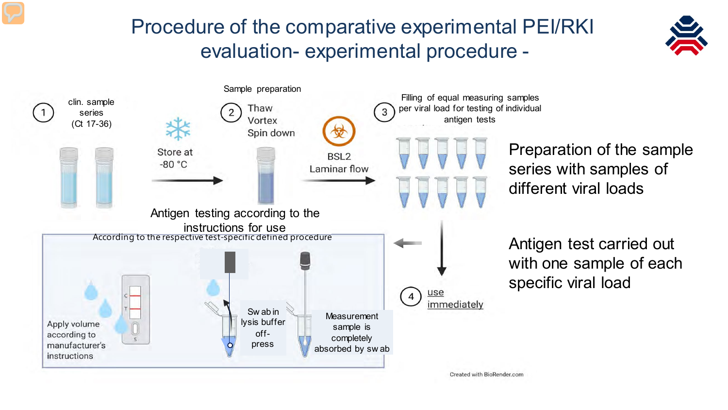# Procedure of the comparative experimental PEI/RKI evaluation- experimental procedure -

① clin. sample series (Ct 17-36)

Store at -80 °C

Sample preparation

② Thaw
Vortex
Spin down

BSL2
Laminar flow

③ Filling of equal measuring samples per viral load for testing of individual antigen tests

Preparation of the sample series with samples of different viral loads

④ use immediately

Antigen test carried out with one sample of each specific viral load

Antigen testing according to the instructions for use

According to the respective test-specific defined procedure

Apply volume according to manufacturer's instructions

Swab in lysis buffer off-press

Measurement sample is completely absorbed by swab

Created with BioRender.com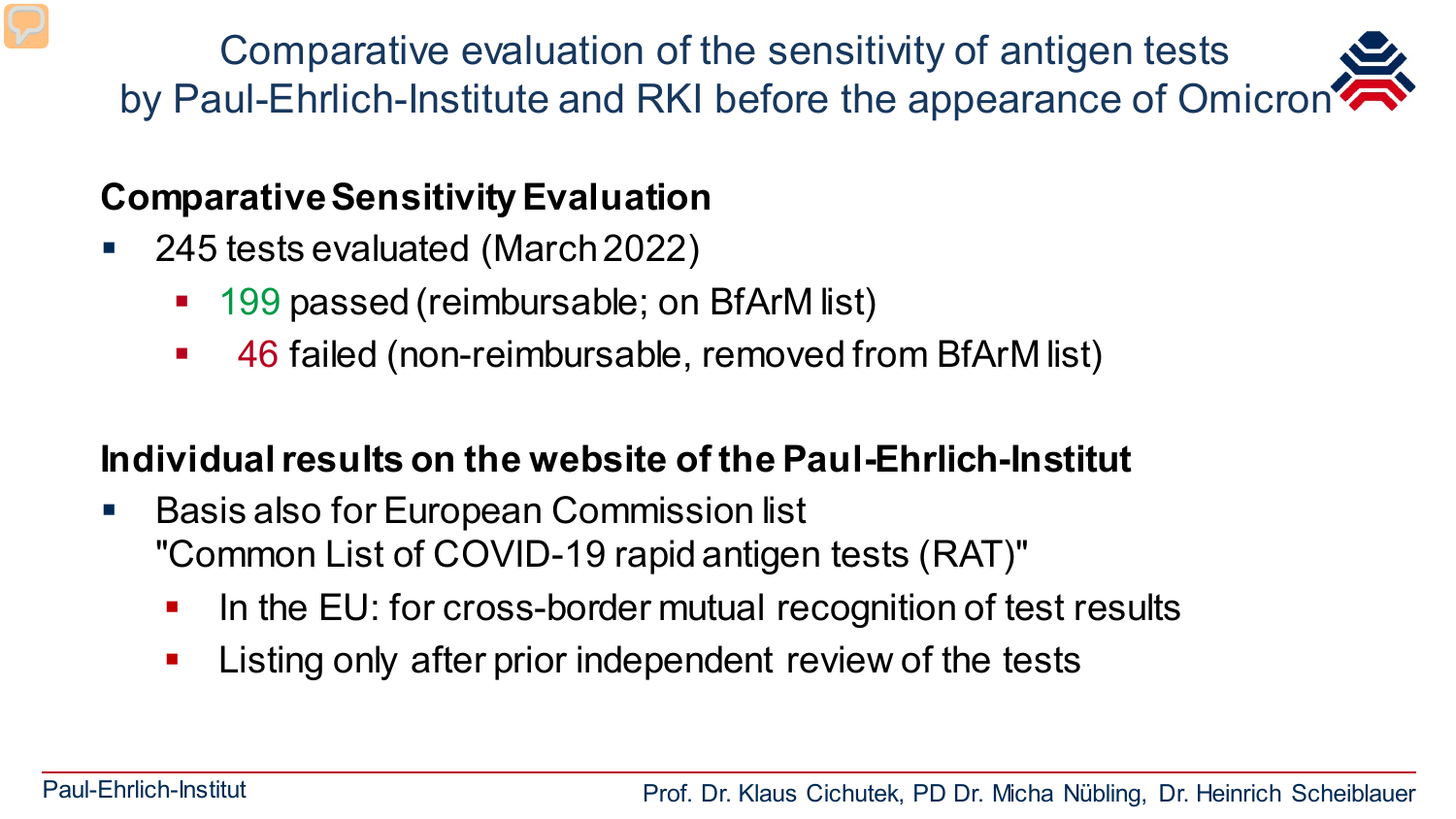# Comparative evaluation of the sensitivity of antigen tests by Paul-Ehrlich-Institute and RKI before the appearance of Omicron

## Comparative Sensitivity Evaluation

- 245 tests evaluated (March 2022)
  - 199 passed (reimbursable; on BfArM list)
  - 46 failed (non-reimbursable, removed from BfArM list)

## Individual results on the website of the Paul-Ehrlich-Institut

- Basis also for European Commission list "Common List of COVID-19 rapid antigen tests (RAT)"
  - In the EU: for cross-border mutual recognition of test results
  - Listing only after prior independent review of the tests

Paul-Ehrlich-Institut

Prof. Dr. Klaus Cichutek, PD Dr. Micha Nübling, Dr. Heinrich Scheiblauer